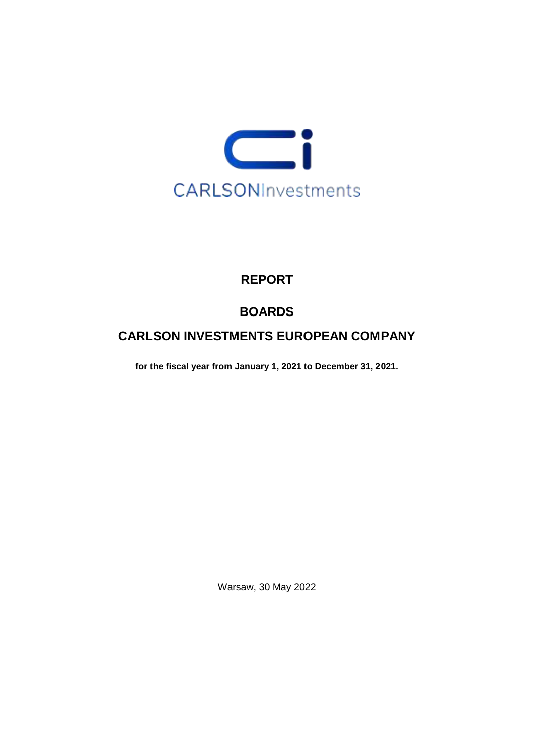CARLSONInvestments

# REPORT

# BOARDS

# CARLSON INVESTMENTS EUROPEAN COMPANY

**for the fiscal year from January 1, 2021 to December 31, 2021.**

Warsaw, 30 May 2022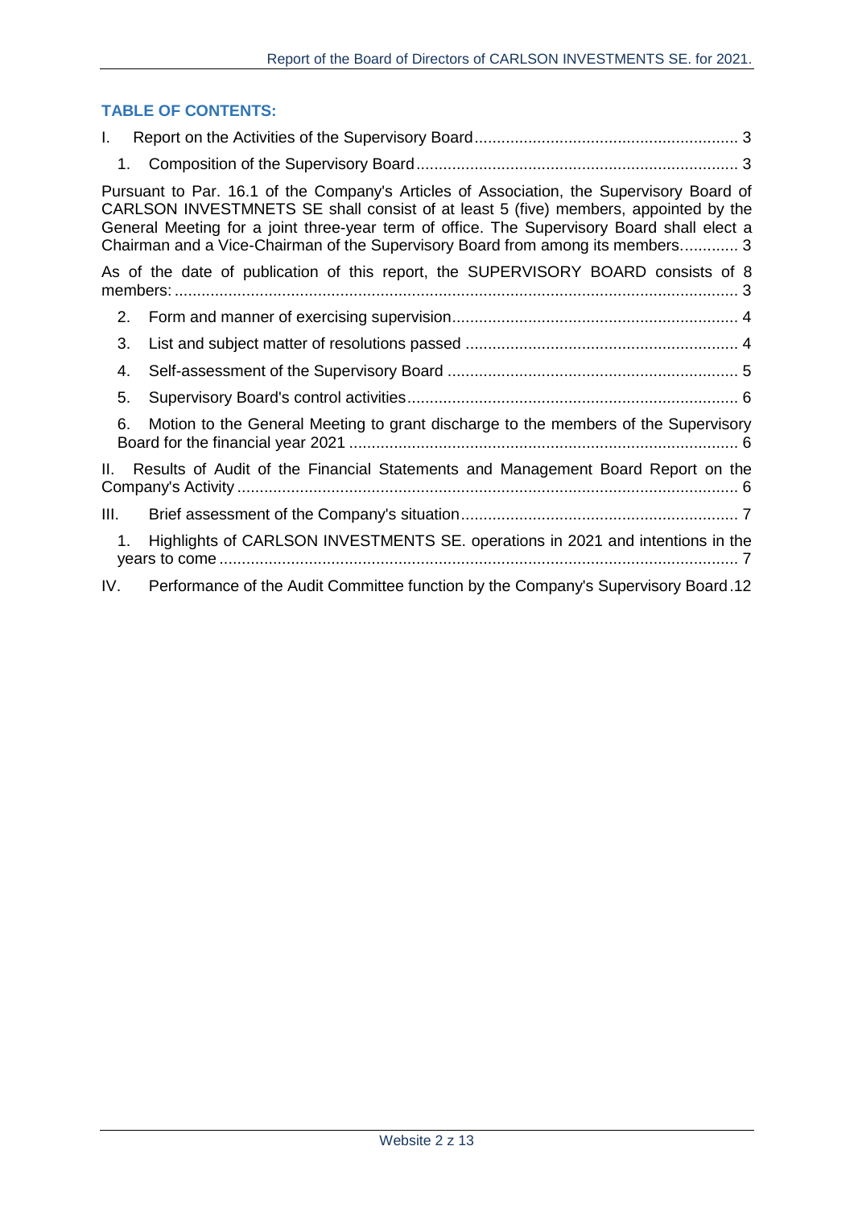### TABLE OF CONTENTS:

I. Report on the Activities of the Supervisory Board ........................................................... 3

1. Composition of the Supervisory Board ........................................................................ 3

Pursuant to Par. 16.1 of the Company's Articles of Association, the Supervisory Board of CARLSON INVESTMNETS SE shall consist of at least 5 (five) members, appointed by the General Meeting for a joint three-year term of office. The Supervisory Board shall elect a Chairman and a Vice-Chairman of the Supervisory Board from among its members............. 3

As of the date of publication of this report, the SUPERVISORY BOARD consists of 8 members: ............................................................................................................................. 3

2. Form and manner of exercising supervision ................................................................ 4

3. List and subject matter of resolutions passed ............................................................. 4

4. Self-assessment of the Supervisory Board ................................................................. 5

5. Supervisory Board's control activities .......................................................................... 6

6. Motion to the General Meeting to grant discharge to the members of the Supervisory Board for the financial year 2021 ....................................................................................... 6

II. Results of Audit of the Financial Statements and Management Board Report on the Company's Activity ................................................................................................................ 6

III. Brief assessment of the Company's situation .............................................................. 7

1. Highlights of CARLSON INVESTMENTS SE. operations in 2021 and intentions in the years to come ................................................................................................................... 7

IV. Performance of the Audit Committee function by the Company's Supervisory Board .12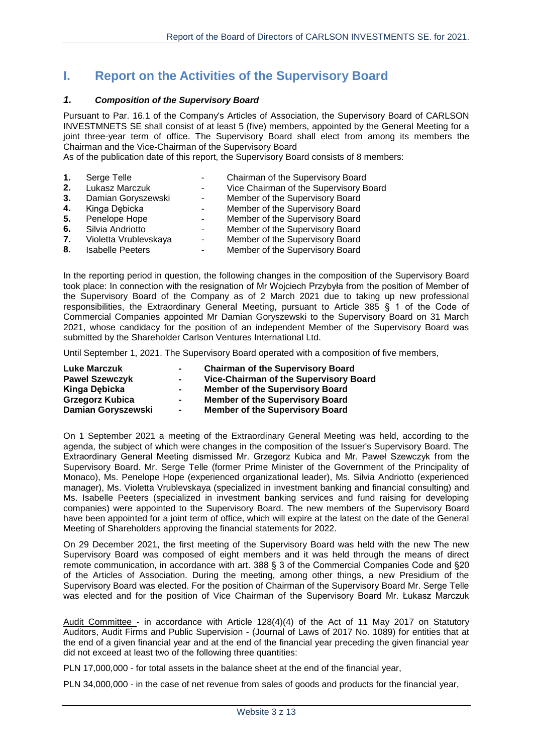# I. Report on the Activities of the Supervisory Board

### *1. Composition of the Supervisory Board*

Pursuant to Par. 16.1 of the Company's Articles of Association, the Supervisory Board of CARLSON INVESTMNETS SE shall consist of at least 5 (five) members, appointed by the General Meeting for a joint three-year term of office. The Supervisory Board shall elect from among its members the Chairman and the Vice-Chairman of the Supervisory Board

As of the publication date of this report, the Supervisory Board consists of 8 members:

1. Serge Telle - Chairman of the Supervisory Board
2. Lukasz Marczuk - Vice Chairman of the Supervisory Board
3. Damian Goryszewski - Member of the Supervisory Board
4. Kinga Dębicka - Member of the Supervisory Board
5. Penelope Hope - Member of the Supervisory Board
6. Silvia Andriotto - Member of the Supervisory Board
7. Violetta Vrublevskaya - Member of the Supervisory Board
8. Isabelle Peeters - Member of the Supervisory Board

In the reporting period in question, the following changes in the composition of the Supervisory Board took place: In connection with the resignation of Mr Wojciech Przybyła from the position of Member of the Supervisory Board of the Company as of 2 March 2021 due to taking up new professional responsibilities, the Extraordinary General Meeting, pursuant to Article 385 § 1 of the Code of Commercial Companies appointed Mr Damian Goryszewski to the Supervisory Board on 31 March 2021, whose candidacy for the position of an independent Member of the Supervisory Board was submitted by the Shareholder Carlson Ventures International Ltd.

Until September 1, 2021. The Supervisory Board operated with a composition of five members,

**Luke Marczuk - Chairman of the Supervisory Board**
**Pawel Szewczyk - Vice-Chairman of the Supervisory Board**
**Kinga Dębicka - Member of the Supervisory Board**
**Grzegorz Kubica - Member of the Supervisory Board**
**Damian Goryszewski - Member of the Supervisory Board**

On 1 September 2021 a meeting of the Extraordinary General Meeting was held, according to the agenda, the subject of which were changes in the composition of the Issuer's Supervisory Board. The Extraordinary General Meeting dismissed Mr. Grzegorz Kubica and Mr. Paweł Szewczyk from the Supervisory Board. Mr. Serge Telle (former Prime Minister of the Government of the Principality of Monaco), Ms. Penelope Hope (experienced organizational leader), Ms. Silvia Andriotto (experienced manager), Ms. Violetta Vrublevskaya (specialized in investment banking and financial consulting) and Ms. Isabelle Peeters (specialized in investment banking services and fund raising for developing companies) were appointed to the Supervisory Board. The new members of the Supervisory Board have been appointed for a joint term of office, which will expire at the latest on the date of the General Meeting of Shareholders approving the financial statements for 2022.

On 29 December 2021, the first meeting of the Supervisory Board was held with the new The new Supervisory Board was composed of eight members and it was held through the means of direct remote communication, in accordance with art. 388 § 3 of the Commercial Companies Code and §20 of the Articles of Association. During the meeting, among other things, a new Presidium of the Supervisory Board was elected. For the position of Chairman of the Supervisory Board Mr. Serge Telle was elected and for the position of Vice Chairman of the Supervisory Board Mr. Łukasz Marczuk

Audit Committee - in accordance with Article 128(4)(4) of the Act of 11 May 2017 on Statutory Auditors, Audit Firms and Public Supervision - (Journal of Laws of 2017 No. 1089) for entities that at the end of a given financial year and at the end of the financial year preceding the given financial year did not exceed at least two of the following three quantities:

PLN 17,000,000 - for total assets in the balance sheet at the end of the financial year,

PLN 34,000,000 - in the case of net revenue from sales of goods and products for the financial year,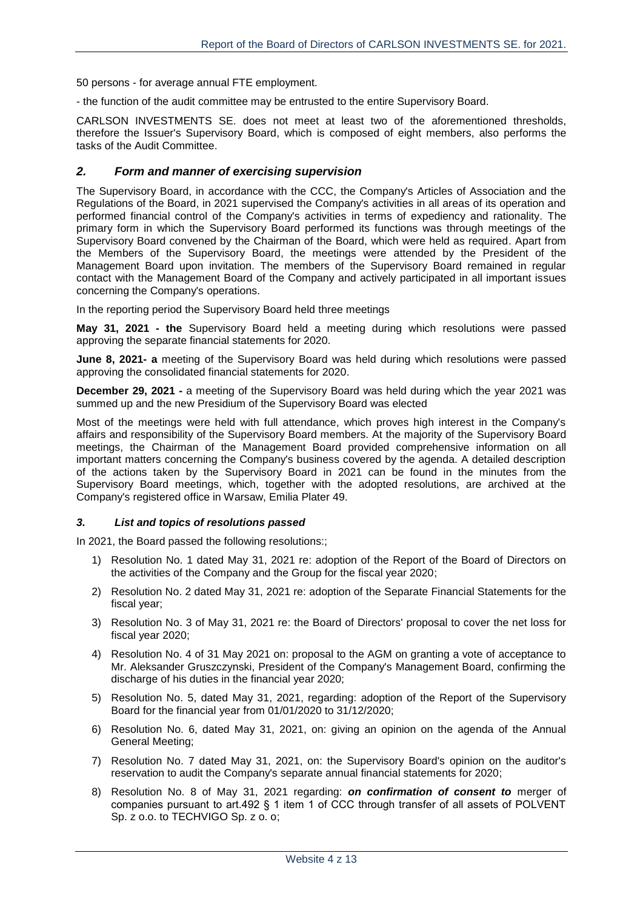50 persons - for average annual FTE employment.

- the function of the audit committee may be entrusted to the entire Supervisory Board.

CARLSON INVESTMENTS SE. does not meet at least two of the aforementioned thresholds, therefore the Issuer's Supervisory Board, which is composed of eight members, also performs the tasks of the Audit Committee.

## *2. Form and manner of exercising supervision*

The Supervisory Board, in accordance with the CCC, the Company's Articles of Association and the Regulations of the Board, in 2021 supervised the Company's activities in all areas of its operation and performed financial control of the Company's activities in terms of expediency and rationality. The primary form in which the Supervisory Board performed its functions was through meetings of the Supervisory Board convened by the Chairman of the Board, which were held as required. Apart from the Members of the Supervisory Board, the meetings were attended by the President of the Management Board upon invitation. The members of the Supervisory Board remained in regular contact with the Management Board of the Company and actively participated in all important issues concerning the Company's operations.

In the reporting period the Supervisory Board held three meetings

**May 31, 2021 - the** Supervisory Board held a meeting during which resolutions were passed approving the separate financial statements for 2020.

**June 8, 2021- a** meeting of the Supervisory Board was held during which resolutions were passed approving the consolidated financial statements for 2020.

**December 29, 2021 -** a meeting of the Supervisory Board was held during which the year 2021 was summed up and the new Presidium of the Supervisory Board was elected

Most of the meetings were held with full attendance, which proves high interest in the Company's affairs and responsibility of the Supervisory Board members. At the majority of the Supervisory Board meetings, the Chairman of the Management Board provided comprehensive information on all important matters concerning the Company's business covered by the agenda. A detailed description of the actions taken by the Supervisory Board in 2021 can be found in the minutes from the Supervisory Board meetings, which, together with the adopted resolutions, are archived at the Company's registered office in Warsaw, Emilia Plater 49.

### *3. List and topics of resolutions passed*

In 2021, the Board passed the following resolutions:;

1) Resolution No. 1 dated May 31, 2021 re: adoption of the Report of the Board of Directors on the activities of the Company and the Group for the fiscal year 2020;
2) Resolution No. 2 dated May 31, 2021 re: adoption of the Separate Financial Statements for the fiscal year;
3) Resolution No. 3 of May 31, 2021 re: the Board of Directors' proposal to cover the net loss for fiscal year 2020;
4) Resolution No. 4 of 31 May 2021 on: proposal to the AGM on granting a vote of acceptance to Mr. Aleksander Gruszczynski, President of the Company's Management Board, confirming the discharge of his duties in the financial year 2020;
5) Resolution No. 5, dated May 31, 2021, regarding: adoption of the Report of the Supervisory Board for the financial year from 01/01/2020 to 31/12/2020;
6) Resolution No. 6, dated May 31, 2021, on: giving an opinion on the agenda of the Annual General Meeting;
7) Resolution No. 7 dated May 31, 2021, on: the Supervisory Board's opinion on the auditor's reservation to audit the Company's separate annual financial statements for 2020;
8) Resolution No. 8 of May 31, 2021 regarding: ***on confirmation of consent to*** merger of companies pursuant to art.492 § 1 item 1 of CCC through transfer of all assets of POLVENT Sp. z o.o. to TECHVIGO Sp. z o. o;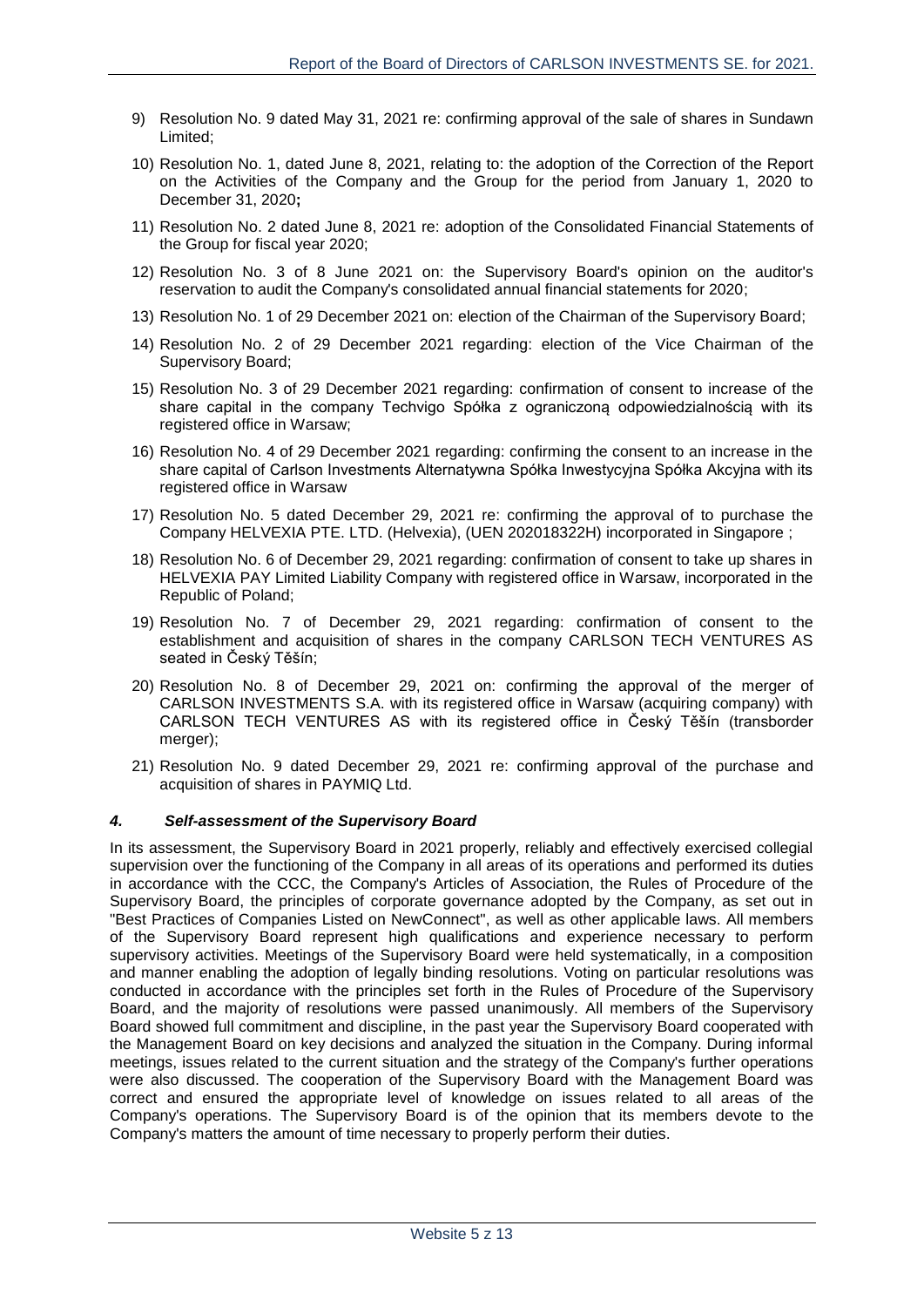9) Resolution No. 9 dated May 31, 2021 re: confirming approval of the sale of shares in Sundawn Limited;
10) Resolution No. 1, dated June 8, 2021, relating to: the adoption of the Correction of the Report on the Activities of the Company and the Group for the period from January 1, 2020 to December 31, 2020**;**
11) Resolution No. 2 dated June 8, 2021 re: adoption of the Consolidated Financial Statements of the Group for fiscal year 2020;
12) Resolution No. 3 of 8 June 2021 on: the Supervisory Board's opinion on the auditor's reservation to audit the Company's consolidated annual financial statements for 2020;
13) Resolution No. 1 of 29 December 2021 on: election of the Chairman of the Supervisory Board;
14) Resolution No. 2 of 29 December 2021 regarding: election of the Vice Chairman of the Supervisory Board;
15) Resolution No. 3 of 29 December 2021 regarding: confirmation of consent to increase of the share capital in the company Techvigo Spółka z ograniczoną odpowiedzialnością with its registered office in Warsaw;
16) Resolution No. 4 of 29 December 2021 regarding: confirming the consent to an increase in the share capital of Carlson Investments Alternatywna Spółka Inwestycyjna Spółka Akcyjna with its registered office in Warsaw
17) Resolution No. 5 dated December 29, 2021 re: confirming the approval of to purchase the Company HELVEXIA PTE. LTD. (Helvexia), (UEN 202018322H) incorporated in Singapore ;
18) Resolution No. 6 of December 29, 2021 regarding: confirmation of consent to take up shares in HELVEXIA PAY Limited Liability Company with registered office in Warsaw, incorporated in the Republic of Poland;
19) Resolution No. 7 of December 29, 2021 regarding: confirmation of consent to the establishment and acquisition of shares in the company CARLSON TECH VENTURES AS seated in Český Těšín;
20) Resolution No. 8 of December 29, 2021 on: confirming the approval of the merger of CARLSON INVESTMENTS S.A. with its registered office in Warsaw (acquiring company) with CARLSON TECH VENTURES AS with its registered office in Český Těšín (transborder merger);
21) Resolution No. 9 dated December 29, 2021 re: confirming approval of the purchase and acquisition of shares in PAYMIQ Ltd.

### *4. Self-assessment of the Supervisory Board*

In its assessment, the Supervisory Board in 2021 properly, reliably and effectively exercised collegial supervision over the functioning of the Company in all areas of its operations and performed its duties in accordance with the CCC, the Company's Articles of Association, the Rules of Procedure of the Supervisory Board, the principles of corporate governance adopted by the Company, as set out in "Best Practices of Companies Listed on NewConnect", as well as other applicable laws. All members of the Supervisory Board represent high qualifications and experience necessary to perform supervisory activities. Meetings of the Supervisory Board were held systematically, in a composition and manner enabling the adoption of legally binding resolutions. Voting on particular resolutions was conducted in accordance with the principles set forth in the Rules of Procedure of the Supervisory Board, and the majority of resolutions were passed unanimously. All members of the Supervisory Board showed full commitment and discipline, in the past year the Supervisory Board cooperated with the Management Board on key decisions and analyzed the situation in the Company. During informal meetings, issues related to the current situation and the strategy of the Company's further operations were also discussed. The cooperation of the Supervisory Board with the Management Board was correct and ensured the appropriate level of knowledge on issues related to all areas of the Company's operations. The Supervisory Board is of the opinion that its members devote to the Company's matters the amount of time necessary to properly perform their duties.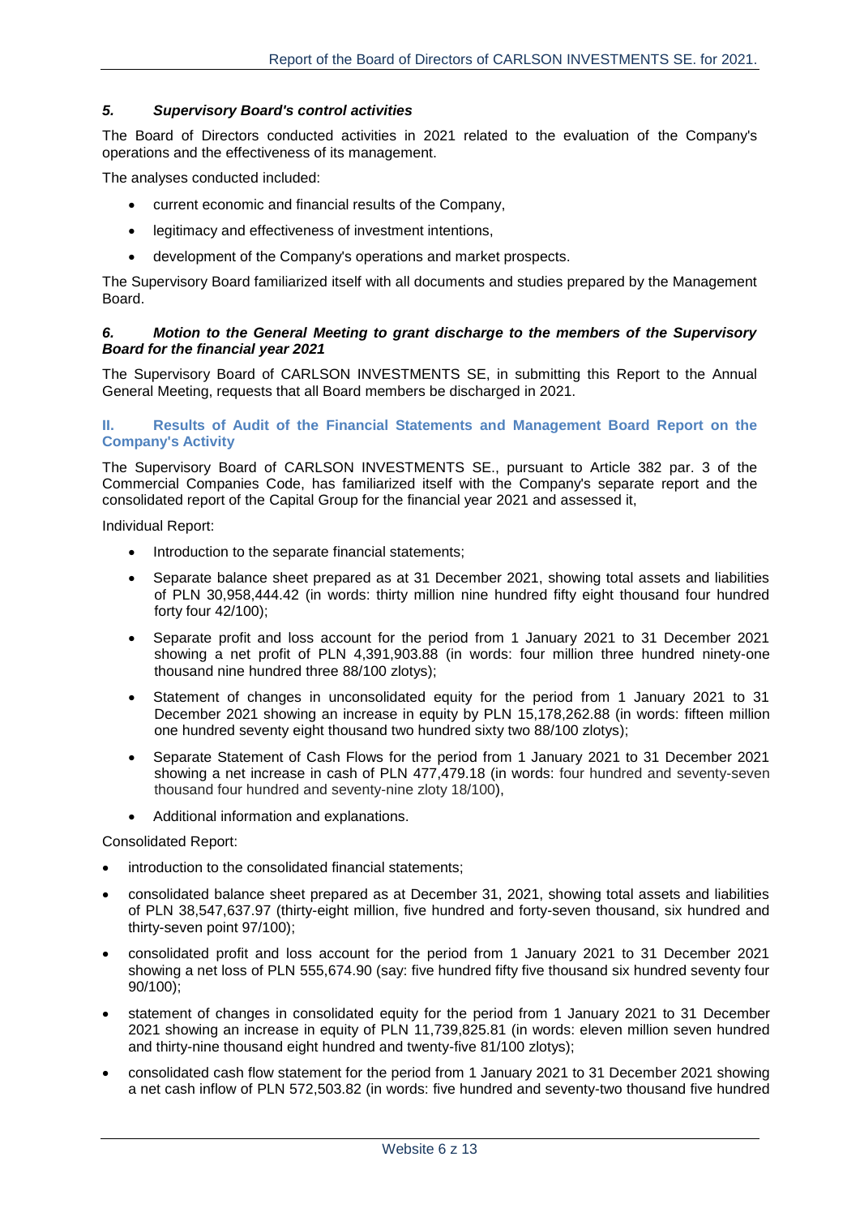### *5. Supervisory Board's control activities*

The Board of Directors conducted activities in 2021 related to the evaluation of the Company's operations and the effectiveness of its management.

The analyses conducted included:

- current economic and financial results of the Company,
- legitimacy and effectiveness of investment intentions,
- development of the Company's operations and market prospects.

The Supervisory Board familiarized itself with all documents and studies prepared by the Management Board.

### *6. Motion to the General Meeting to grant discharge to the members of the Supervisory Board for the financial year 2021*

The Supervisory Board of CARLSON INVESTMENTS SE, in submitting this Report to the Annual General Meeting, requests that all Board members be discharged in 2021.

## II. Results of Audit of the Financial Statements and Management Board Report on the Company's Activity

The Supervisory Board of CARLSON INVESTMENTS SE., pursuant to Article 382 par. 3 of the Commercial Companies Code, has familiarized itself with the Company's separate report and the consolidated report of the Capital Group for the financial year 2021 and assessed it,

Individual Report:

- Introduction to the separate financial statements;
- Separate balance sheet prepared as at 31 December 2021, showing total assets and liabilities of PLN 30,958,444.42 (in words: thirty million nine hundred fifty eight thousand four hundred forty four 42/100);
- Separate profit and loss account for the period from 1 January 2021 to 31 December 2021 showing a net profit of PLN 4,391,903.88 (in words: four million three hundred ninety-one thousand nine hundred three 88/100 zlotys);
- Statement of changes in unconsolidated equity for the period from 1 January 2021 to 31 December 2021 showing an increase in equity by PLN 15,178,262.88 (in words: fifteen million one hundred seventy eight thousand two hundred sixty two 88/100 zlotys);
- Separate Statement of Cash Flows for the period from 1 January 2021 to 31 December 2021 showing a net increase in cash of PLN 477,479.18 (in words: four hundred and seventy-seven thousand four hundred and seventy-nine zloty 18/100),
- Additional information and explanations.

Consolidated Report:

- introduction to the consolidated financial statements;
- consolidated balance sheet prepared as at December 31, 2021, showing total assets and liabilities of PLN 38,547,637.97 (thirty-eight million, five hundred and forty-seven thousand, six hundred and thirty-seven point 97/100);
- consolidated profit and loss account for the period from 1 January 2021 to 31 December 2021 showing a net loss of PLN 555,674.90 (say: five hundred fifty five thousand six hundred seventy four 90/100);
- statement of changes in consolidated equity for the period from 1 January 2021 to 31 December 2021 showing an increase in equity of PLN 11,739,825.81 (in words: eleven million seven hundred and thirty-nine thousand eight hundred and twenty-five 81/100 zlotys);
- consolidated cash flow statement for the period from 1 January 2021 to 31 December 2021 showing a net cash inflow of PLN 572,503.82 (in words: five hundred and seventy-two thousand five hundred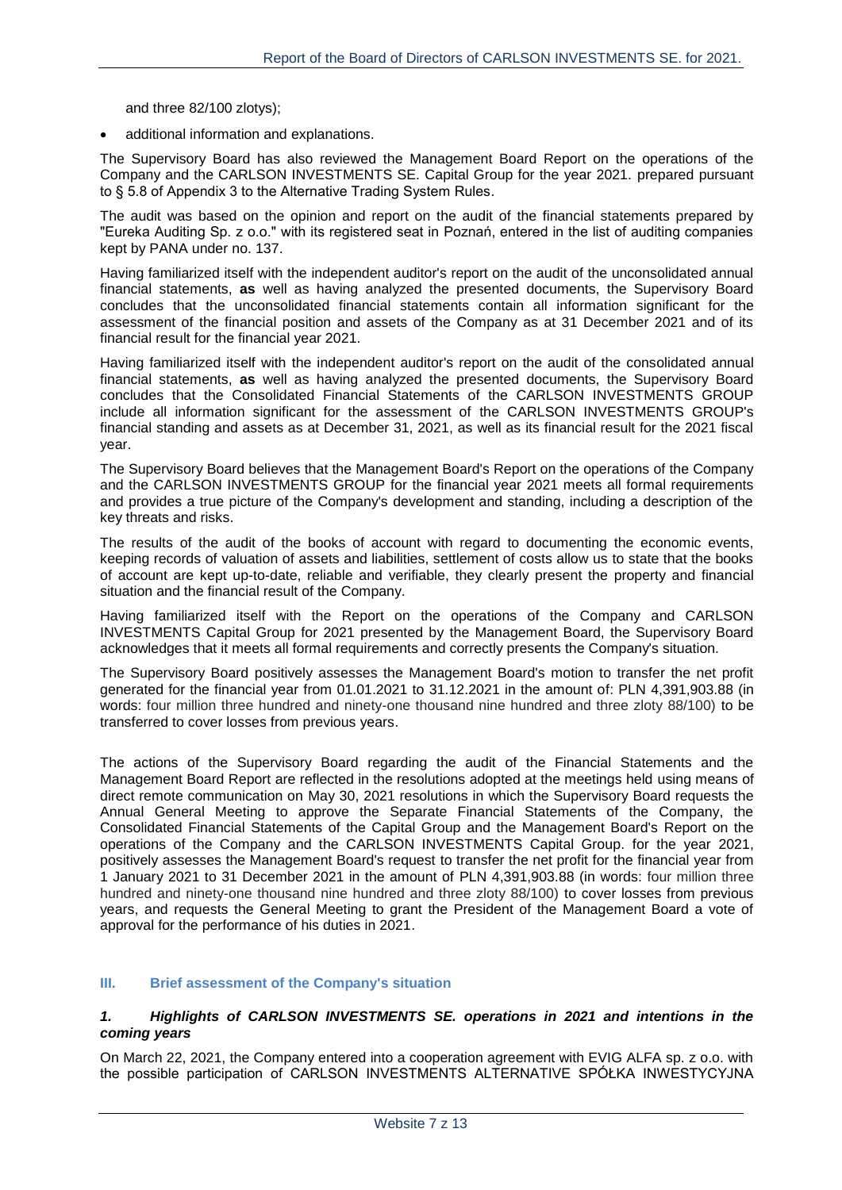and three 82/100 zlotys);

- additional information and explanations.

The Supervisory Board has also reviewed the Management Board Report on the operations of the Company and the CARLSON INVESTMENTS SE. Capital Group for the year 2021. prepared pursuant to § 5.8 of Appendix 3 to the Alternative Trading System Rules.

The audit was based on the opinion and report on the audit of the financial statements prepared by "Eureka Auditing Sp. z o.o." with its registered seat in Poznań, entered in the list of auditing companies kept by PANA under no. 137.

Having familiarized itself with the independent auditor's report on the audit of the unconsolidated annual financial statements, **as** well as having analyzed the presented documents, the Supervisory Board concludes that the unconsolidated financial statements contain all information significant for the assessment of the financial position and assets of the Company as at 31 December 2021 and of its financial result for the financial year 2021.

Having familiarized itself with the independent auditor's report on the audit of the consolidated annual financial statements, **as** well as having analyzed the presented documents, the Supervisory Board concludes that the Consolidated Financial Statements of the CARLSON INVESTMENTS GROUP include all information significant for the assessment of the CARLSON INVESTMENTS GROUP's financial standing and assets as at December 31, 2021, as well as its financial result for the 2021 fiscal year.

The Supervisory Board believes that the Management Board's Report on the operations of the Company and the CARLSON INVESTMENTS GROUP for the financial year 2021 meets all formal requirements and provides a true picture of the Company's development and standing, including a description of the key threats and risks.

The results of the audit of the books of account with regard to documenting the economic events, keeping records of valuation of assets and liabilities, settlement of costs allow us to state that the books of account are kept up-to-date, reliable and verifiable, they clearly present the property and financial situation and the financial result of the Company.

Having familiarized itself with the Report on the operations of the Company and CARLSON INVESTMENTS Capital Group for 2021 presented by the Management Board, the Supervisory Board acknowledges that it meets all formal requirements and correctly presents the Company's situation.

The Supervisory Board positively assesses the Management Board's motion to transfer the net profit generated for the financial year from 01.01.2021 to 31.12.2021 in the amount of: PLN 4,391,903.88 (in words: four million three hundred and ninety-one thousand nine hundred and three zloty 88/100) to be transferred to cover losses from previous years.

The actions of the Supervisory Board regarding the audit of the Financial Statements and the Management Board Report are reflected in the resolutions adopted at the meetings held using means of direct remote communication on May 30, 2021 resolutions in which the Supervisory Board requests the Annual General Meeting to approve the Separate Financial Statements of the Company, the Consolidated Financial Statements of the Capital Group and the Management Board's Report on the operations of the Company and the CARLSON INVESTMENTS Capital Group. for the year 2021, positively assesses the Management Board's request to transfer the net profit for the financial year from 1 January 2021 to 31 December 2021 in the amount of PLN 4,391,903.88 (in words: four million three hundred and ninety-one thousand nine hundred and three zloty 88/100) to cover losses from previous years, and requests the General Meeting to grant the President of the Management Board a vote of approval for the performance of his duties in 2021.

## III. Brief assessment of the Company's situation

### *1. Highlights of CARLSON INVESTMENTS SE. operations in 2021 and intentions in the coming years*

On March 22, 2021, the Company entered into a cooperation agreement with EVIG ALFA sp. z o.o. with the possible participation of CARLSON INVESTMENTS ALTERNATIVE SPÓŁKA INWESTYCYJNA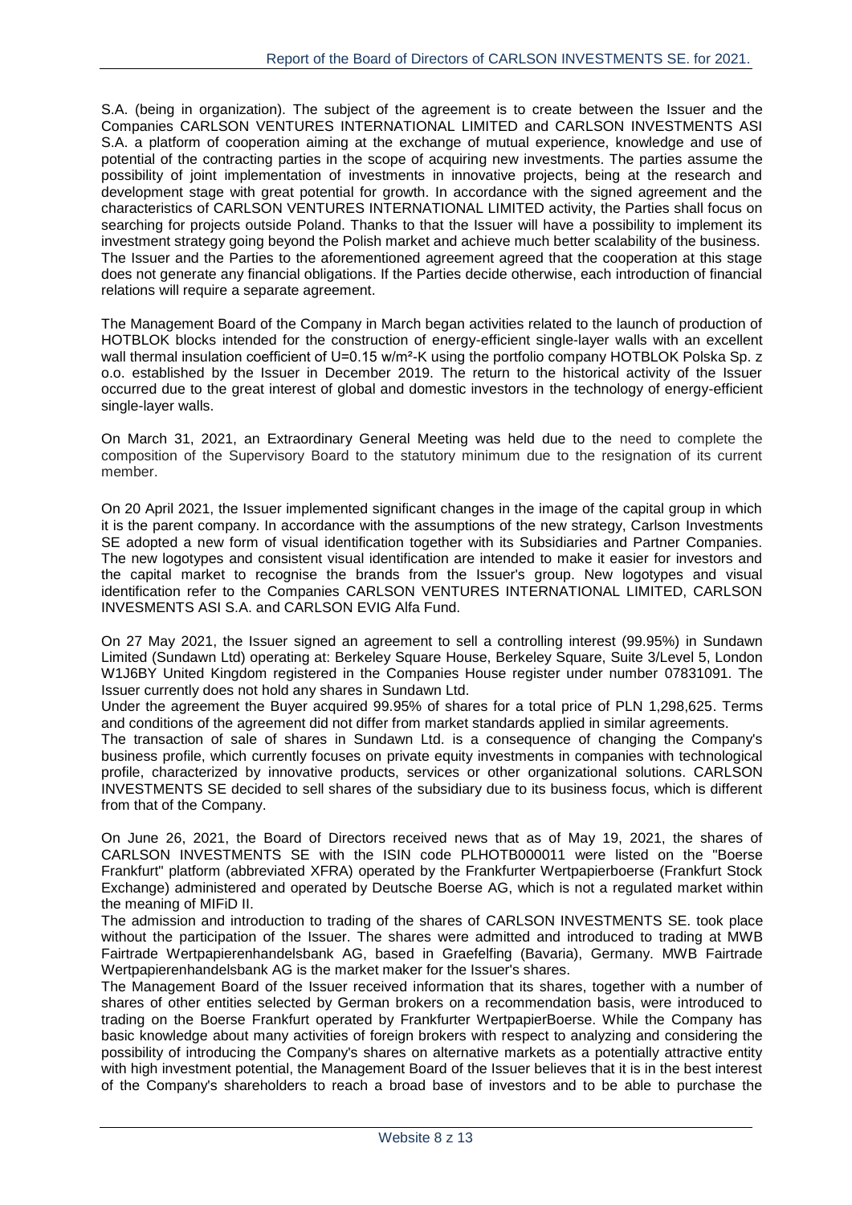S.A. (being in organization). The subject of the agreement is to create between the Issuer and the Companies CARLSON VENTURES INTERNATIONAL LIMITED and CARLSON INVESTMENTS ASI S.A. a platform of cooperation aiming at the exchange of mutual experience, knowledge and use of potential of the contracting parties in the scope of acquiring new investments. The parties assume the possibility of joint implementation of investments in innovative projects, being at the research and development stage with great potential for growth. In accordance with the signed agreement and the characteristics of CARLSON VENTURES INTERNATIONAL LIMITED activity, the Parties shall focus on searching for projects outside Poland. Thanks to that the Issuer will have a possibility to implement its investment strategy going beyond the Polish market and achieve much better scalability of the business. The Issuer and the Parties to the aforementioned agreement agreed that the cooperation at this stage does not generate any financial obligations. If the Parties decide otherwise, each introduction of financial relations will require a separate agreement.

The Management Board of the Company in March began activities related to the launch of production of HOTBLOK blocks intended for the construction of energy-efficient single-layer walls with an excellent wall thermal insulation coefficient of U=0.15 w/m²-K using the portfolio company HOTBLOK Polska Sp. z o.o. established by the Issuer in December 2019. The return to the historical activity of the Issuer occurred due to the great interest of global and domestic investors in the technology of energy-efficient single-layer walls.

On March 31, 2021, an Extraordinary General Meeting was held due to the need to complete the composition of the Supervisory Board to the statutory minimum due to the resignation of its current member.

On 20 April 2021, the Issuer implemented significant changes in the image of the capital group in which it is the parent company. In accordance with the assumptions of the new strategy, Carlson Investments SE adopted a new form of visual identification together with its Subsidiaries and Partner Companies. The new logotypes and consistent visual identification are intended to make it easier for investors and the capital market to recognise the brands from the Issuer's group. New logotypes and visual identification refer to the Companies CARLSON VENTURES INTERNATIONAL LIMITED, CARLSON INVESMENTS ASI S.A. and CARLSON EVIG Alfa Fund.

On 27 May 2021, the Issuer signed an agreement to sell a controlling interest (99.95%) in Sundawn Limited (Sundawn Ltd) operating at: Berkeley Square House, Berkeley Square, Suite 3/Level 5, London W1J6BY United Kingdom registered in the Companies House register under number 07831091. The Issuer currently does not hold any shares in Sundawn Ltd.
Under the agreement the Buyer acquired 99.95% of shares for a total price of PLN 1,298,625. Terms and conditions of the agreement did not differ from market standards applied in similar agreements.
The transaction of sale of shares in Sundawn Ltd. is a consequence of changing the Company's business profile, which currently focuses on private equity investments in companies with technological profile, characterized by innovative products, services or other organizational solutions. CARLSON INVESTMENTS SE decided to sell shares of the subsidiary due to its business focus, which is different from that of the Company.

On June 26, 2021, the Board of Directors received news that as of May 19, 2021, the shares of CARLSON INVESTMENTS SE with the ISIN code PLHOTB000011 were listed on the "Boerse Frankfurt" platform (abbreviated XFRA) operated by the Frankfurter Wertpapierboerse (Frankfurt Stock Exchange) administered and operated by Deutsche Boerse AG, which is not a regulated market within the meaning of MIFiD II.
The admission and introduction to trading of the shares of CARLSON INVESTMENTS SE. took place without the participation of the Issuer. The shares were admitted and introduced to trading at MWB Fairtrade Wertpapierenhandelsbank AG, based in Graefelfing (Bavaria), Germany. MWB Fairtrade Wertpapierenhandelsbank AG is the market maker for the Issuer's shares.
The Management Board of the Issuer received information that its shares, together with a number of shares of other entities selected by German brokers on a recommendation basis, were introduced to trading on the Boerse Frankfurt operated by Frankfurter WertpapierBoerse. While the Company has basic knowledge about many activities of foreign brokers with respect to analyzing and considering the possibility of introducing the Company's shares on alternative markets as a potentially attractive entity with high investment potential, the Management Board of the Issuer believes that it is in the best interest of the Company's shareholders to reach a broad base of investors and to be able to purchase the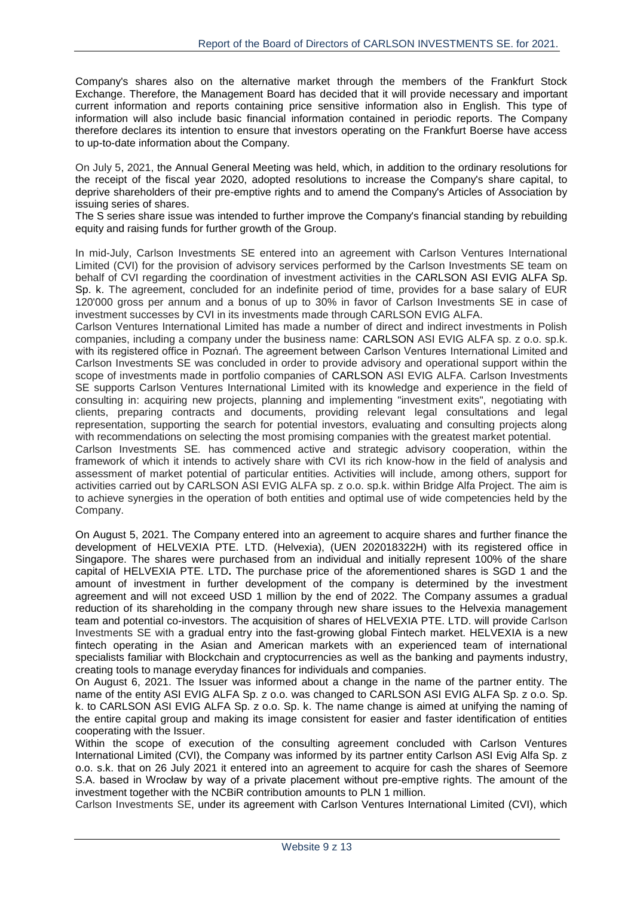Company's shares also on the alternative market through the members of the Frankfurt Stock Exchange. Therefore, the Management Board has decided that it will provide necessary and important current information and reports containing price sensitive information also in English. This type of information will also include basic financial information contained in periodic reports. The Company therefore declares its intention to ensure that investors operating on the Frankfurt Boerse have access to up-to-date information about the Company.

On July 5, 2021, the Annual General Meeting was held, which, in addition to the ordinary resolutions for the receipt of the fiscal year 2020, adopted resolutions to increase the Company's share capital, to deprive shareholders of their pre-emptive rights and to amend the Company's Articles of Association by issuing series of shares.

The S series share issue was intended to further improve the Company's financial standing by rebuilding equity and raising funds for further growth of the Group.

In mid-July, Carlson Investments SE entered into an agreement with Carlson Ventures International Limited (CVI) for the provision of advisory services performed by the Carlson Investments SE team on behalf of CVI regarding the coordination of investment activities in the CARLSON ASI EVIG ALFA Sp. Sp. k. The agreement, concluded for an indefinite period of time, provides for a base salary of EUR 120'000 gross per annum and a bonus of up to 30% in favor of Carlson Investments SE in case of investment successes by CVI in its investments made through CARLSON EVIG ALFA.

Carlson Ventures International Limited has made a number of direct and indirect investments in Polish companies, including a company under the business name: CARLSON ASI EVIG ALFA sp. z o.o. sp.k. with its registered office in Poznań. The agreement between Carlson Ventures International Limited and Carlson Investments SE was concluded in order to provide advisory and operational support within the scope of investments made in portfolio companies of CARLSON ASI EVIG ALFA. Carlson Investments SE supports Carlson Ventures International Limited with its knowledge and experience in the field of consulting in: acquiring new projects, planning and implementing "investment exits", negotiating with clients, preparing contracts and documents, providing relevant legal consultations and legal representation, supporting the search for potential investors, evaluating and consulting projects along with recommendations on selecting the most promising companies with the greatest market potential.

Carlson Investments SE. has commenced active and strategic advisory cooperation, within the framework of which it intends to actively share with CVI its rich know-how in the field of analysis and assessment of market potential of particular entities. Activities will include, among others, support for activities carried out by CARLSON ASI EVIG ALFA sp. z o.o. sp.k. within Bridge Alfa Project. The aim is to achieve synergies in the operation of both entities and optimal use of wide competencies held by the Company.

On August 5, 2021. The Company entered into an agreement to acquire shares and further finance the development of HELVEXIA PTE. LTD. (Helvexia), (UEN 202018322H) with its registered office in Singapore. The shares were purchased from an individual and initially represent 100% of the share capital of HELVEXIA PTE. LTD**.** The purchase price of the aforementioned shares is SGD 1 and the amount of investment in further development of the company is determined by the investment agreement and will not exceed USD 1 million by the end of 2022. The Company assumes a gradual reduction of its shareholding in the company through new share issues to the Helvexia management team and potential co-investors. The acquisition of shares of HELVEXIA PTE. LTD. will provide Carlson Investments SE with a gradual entry into the fast-growing global Fintech market. HELVEXIA is a new fintech operating in the Asian and American markets with an experienced team of international specialists familiar with Blockchain and cryptocurrencies as well as the banking and payments industry, creating tools to manage everyday finances for individuals and companies.

On August 6, 2021. The Issuer was informed about a change in the name of the partner entity. The name of the entity ASI EVIG ALFA Sp. z o.o. was changed to CARLSON ASI EVIG ALFA Sp. z o.o. Sp. k. to CARLSON ASI EVIG ALFA Sp. z o.o. Sp. k. The name change is aimed at unifying the naming of the entire capital group and making its image consistent for easier and faster identification of entities cooperating with the Issuer.

Within the scope of execution of the consulting agreement concluded with Carlson Ventures International Limited (CVI), the Company was informed by its partner entity Carlson ASI Evig Alfa Sp. z o.o. s.k. that on 26 July 2021 it entered into an agreement to acquire for cash the shares of Seemore S.A. based in Wrocław by way of a private placement without pre-emptive rights. The amount of the investment together with the NCBiR contribution amounts to PLN 1 million.

Carlson Investments SE, under its agreement with Carlson Ventures International Limited (CVI), which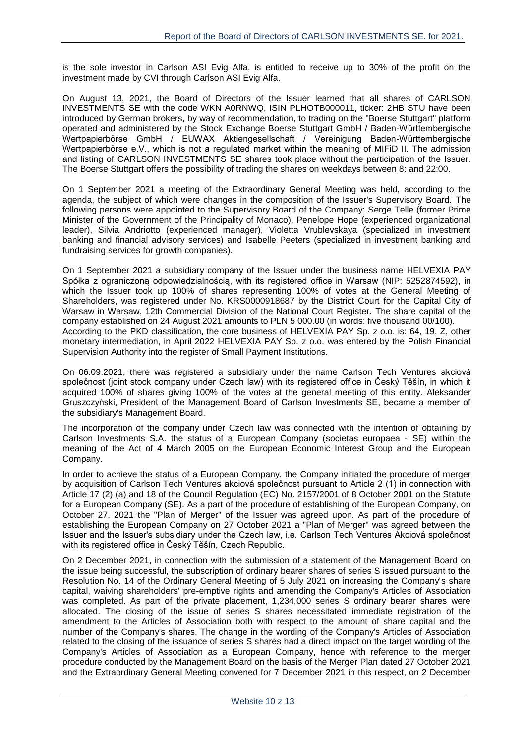is the sole investor in Carlson ASI Evig Alfa, is entitled to receive up to 30% of the profit on the investment made by CVI through Carlson ASI Evig Alfa.

On August 13, 2021, the Board of Directors of the Issuer learned that all shares of CARLSON INVESTMENTS SE with the code WKN A0RNWQ, ISIN PLHOTB000011, ticker: 2HB STU have been introduced by German brokers, by way of recommendation, to trading on the "Boerse Stuttgart" platform operated and administered by the Stock Exchange Boerse Stuttgart GmbH / Baden-Württembergische Wertpapierbörse GmbH / EUWAX Aktiengesellschaft / Vereinigung Baden-Württembergische Wertpapierbörse e.V., which is not a regulated market within the meaning of MIFiD II. The admission and listing of CARLSON INVESTMENTS SE shares took place without the participation of the Issuer. The Boerse Stuttgart offers the possibility of trading the shares on weekdays between 8: and 22:00.

On 1 September 2021 a meeting of the Extraordinary General Meeting was held, according to the agenda, the subject of which were changes in the composition of the Issuer's Supervisory Board. The following persons were appointed to the Supervisory Board of the Company: Serge Telle (former Prime Minister of the Government of the Principality of Monaco), Penelope Hope (experienced organizational leader), Silvia Andriotto (experienced manager), Violetta Vrublevskaya (specialized in investment banking and financial advisory services) and Isabelle Peeters (specialized in investment banking and fundraising services for growth companies).

On 1 September 2021 a subsidiary company of the Issuer under the business name HELVEXIA PAY Spółka z ograniczoną odpowiedzialnością, with its registered office in Warsaw (NIP: 5252874592), in which the Issuer took up 100% of shares representing 100% of votes at the General Meeting of Shareholders, was registered under No. KRS0000918687 by the District Court for the Capital City of Warsaw in Warsaw, 12th Commercial Division of the National Court Register. The share capital of the company established on 24 August 2021 amounts to PLN 5 000.00 (in words: five thousand 00/100).
According to the PKD classification, the core business of HELVEXIA PAY Sp. z o.o. is: 64, 19, Z, other monetary intermediation, in April 2022 HELVEXIA PAY Sp. z o.o. was entered by the Polish Financial Supervision Authority into the register of Small Payment Institutions.

On 06.09.2021, there was registered a subsidiary under the name Carlson Tech Ventures akciová společnost (joint stock company under Czech law) with its registered office in Český Těšín, in which it acquired 100% of shares giving 100% of the votes at the general meeting of this entity. Aleksander Gruszczyński, President of the Management Board of Carlson Investments SE, became a member of the subsidiary's Management Board.

The incorporation of the company under Czech law was connected with the intention of obtaining by Carlson Investments S.A. the status of a European Company (societas europaea - SE) within the meaning of the Act of 4 March 2005 on the European Economic Interest Group and the European Company.

In order to achieve the status of a European Company, the Company initiated the procedure of merger by acquisition of Carlson Tech Ventures akciová společnost pursuant to Article 2 (1) in connection with Article 17 (2) (a) and 18 of the Council Regulation (EC) No. 2157/2001 of 8 October 2001 on the Statute for a European Company (SE). As a part of the procedure of establishing of the European Company, on October 27, 2021 the "Plan of Merger" of the Issuer was agreed upon. As part of the procedure of establishing the European Company on 27 October 2021 a "Plan of Merger" was agreed between the Issuer and the Issuer's subsidiary under the Czech law, i.e. Carlson Tech Ventures Akciová společnost with its registered office in Český Těšín, Czech Republic.

On 2 December 2021, in connection with the submission of a statement of the Management Board on the issue being successful, the subscription of ordinary bearer shares of series S issued pursuant to the Resolution No. 14 of the Ordinary General Meeting of 5 July 2021 on increasing the Company's share capital, waiving shareholders' pre-emptive rights and amending the Company's Articles of Association was completed. As part of the private placement, 1,234,000 series S ordinary bearer shares were allocated. The closing of the issue of series S shares necessitated immediate registration of the amendment to the Articles of Association both with respect to the amount of share capital and the number of the Company's shares. The change in the wording of the Company's Articles of Association related to the closing of the issuance of series S shares had a direct impact on the target wording of the Company's Articles of Association as a European Company, hence with reference to the merger procedure conducted by the Management Board on the basis of the Merger Plan dated 27 October 2021 and the Extraordinary General Meeting convened for 7 December 2021 in this respect, on 2 December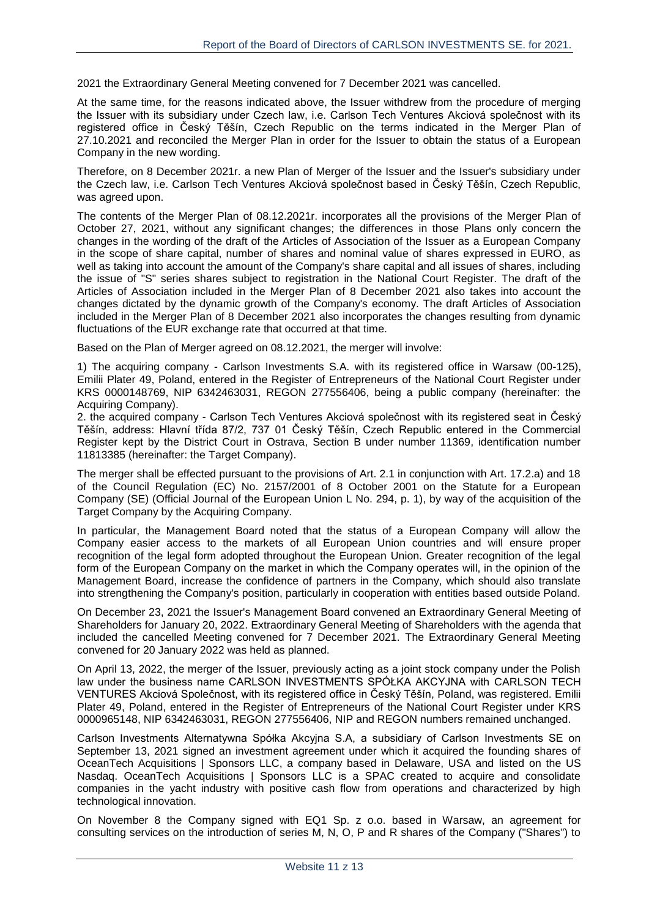2021 the Extraordinary General Meeting convened for 7 December 2021 was cancelled.

At the same time, for the reasons indicated above, the Issuer withdrew from the procedure of merging the Issuer with its subsidiary under Czech law, i.e. Carlson Tech Ventures Akciová společnost with its registered office in Český Těšín, Czech Republic on the terms indicated in the Merger Plan of 27.10.2021 and reconciled the Merger Plan in order for the Issuer to obtain the status of a European Company in the new wording.

Therefore, on 8 December 2021r. a new Plan of Merger of the Issuer and the Issuer's subsidiary under the Czech law, i.e. Carlson Tech Ventures Akciová společnost based in Český Těšín, Czech Republic, was agreed upon.

The contents of the Merger Plan of 08.12.2021r. incorporates all the provisions of the Merger Plan of October 27, 2021, without any significant changes; the differences in those Plans only concern the changes in the wording of the draft of the Articles of Association of the Issuer as a European Company in the scope of share capital, number of shares and nominal value of shares expressed in EURO, as well as taking into account the amount of the Company's share capital and all issues of shares, including the issue of "S" series shares subject to registration in the National Court Register. The draft of the Articles of Association included in the Merger Plan of 8 December 2021 also takes into account the changes dictated by the dynamic growth of the Company's economy. The draft Articles of Association included in the Merger Plan of 8 December 2021 also incorporates the changes resulting from dynamic fluctuations of the EUR exchange rate that occurred at that time.

Based on the Plan of Merger agreed on 08.12.2021, the merger will involve:

1) The acquiring company - Carlson Investments S.A. with its registered office in Warsaw (00-125), Emilii Plater 49, Poland, entered in the Register of Entrepreneurs of the National Court Register under KRS 0000148769, NIP 6342463031, REGON 277556406, being a public company (hereinafter: the Acquiring Company).

2. the acquired company - Carlson Tech Ventures Akciová společnost with its registered seat in Český Těšín, address: Hlavní třída 87/2, 737 01 Český Těšín, Czech Republic entered in the Commercial Register kept by the District Court in Ostrava, Section B under number 11369, identification number 11813385 (hereinafter: the Target Company).

The merger shall be effected pursuant to the provisions of Art. 2.1 in conjunction with Art. 17.2.a) and 18 of the Council Regulation (EC) No. 2157/2001 of 8 October 2001 on the Statute for a European Company (SE) (Official Journal of the European Union L No. 294, p. 1), by way of the acquisition of the Target Company by the Acquiring Company.

In particular, the Management Board noted that the status of a European Company will allow the Company easier access to the markets of all European Union countries and will ensure proper recognition of the legal form adopted throughout the European Union. Greater recognition of the legal form of the European Company on the market in which the Company operates will, in the opinion of the Management Board, increase the confidence of partners in the Company, which should also translate into strengthening the Company's position, particularly in cooperation with entities based outside Poland.

On December 23, 2021 the Issuer's Management Board convened an Extraordinary General Meeting of Shareholders for January 20, 2022. Extraordinary General Meeting of Shareholders with the agenda that included the cancelled Meeting convened for 7 December 2021. The Extraordinary General Meeting convened for 20 January 2022 was held as planned.

On April 13, 2022, the merger of the Issuer, previously acting as a joint stock company under the Polish law under the business name CARLSON INVESTMENTS SPÓŁKA AKCYJNA with CARLSON TECH VENTURES Akciová Společnost, with its registered office in Český Těšín, Poland, was registered. Emilii Plater 49, Poland, entered in the Register of Entrepreneurs of the National Court Register under KRS 0000965148, NIP 6342463031, REGON 277556406, NIP and REGON numbers remained unchanged.

Carlson Investments Alternatywna Spółka Akcyjna S.A, a subsidiary of Carlson Investments SE on September 13, 2021 signed an investment agreement under which it acquired the founding shares of OceanTech Acquisitions | Sponsors LLC, a company based in Delaware, USA and listed on the US Nasdaq. OceanTech Acquisitions | Sponsors LLC is a SPAC created to acquire and consolidate companies in the yacht industry with positive cash flow from operations and characterized by high technological innovation.

On November 8 the Company signed with EQ1 Sp. z o.o. based in Warsaw, an agreement for consulting services on the introduction of series M, N, O, P and R shares of the Company ("Shares") to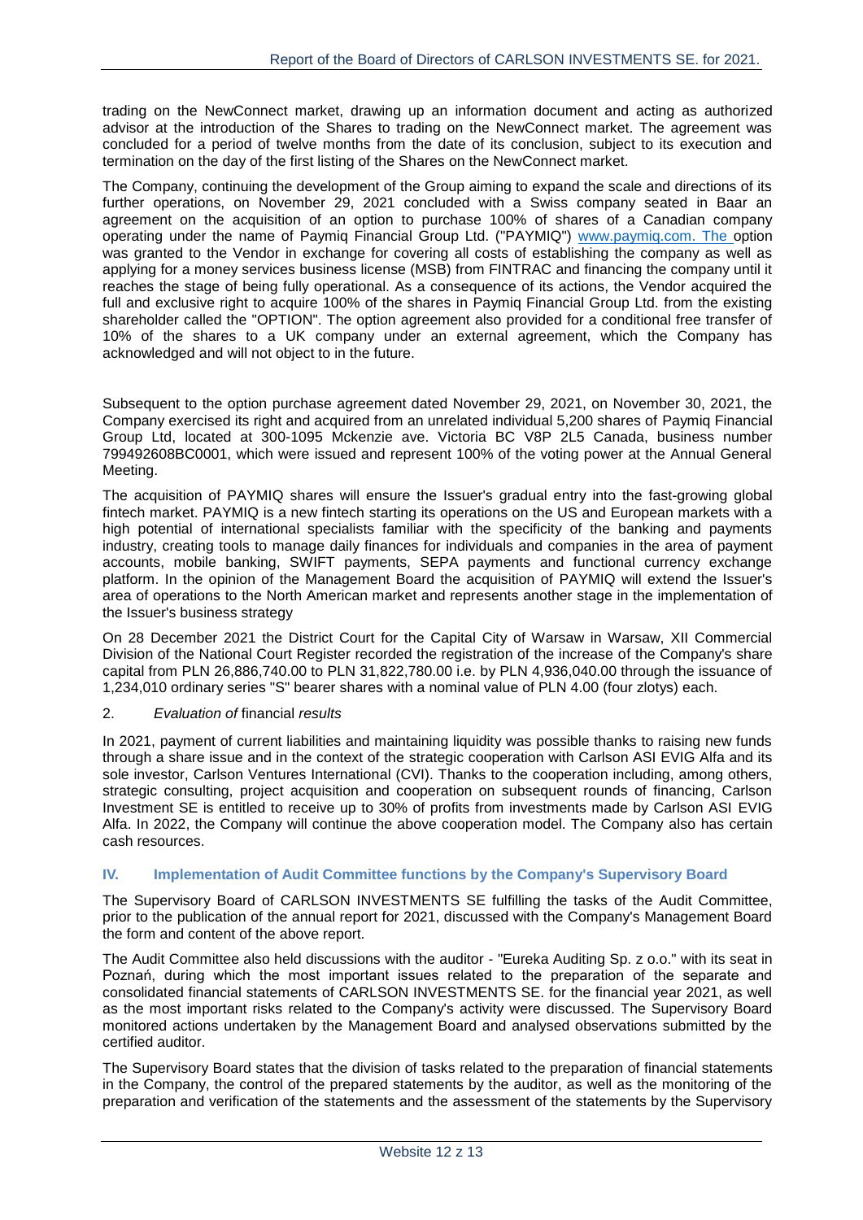trading on the NewConnect market, drawing up an information document and acting as authorized advisor at the introduction of the Shares to trading on the NewConnect market. The agreement was concluded for a period of twelve months from the date of its conclusion, subject to its execution and termination on the day of the first listing of the Shares on the NewConnect market.

The Company, continuing the development of the Group aiming to expand the scale and directions of its further operations, on November 29, 2021 concluded with a Swiss company seated in Baar an agreement on the acquisition of an option to purchase 100% of shares of a Canadian company operating under the name of Paymiq Financial Group Ltd. ("PAYMIQ") www.paymiq.com. The option was granted to the Vendor in exchange for covering all costs of establishing the company as well as applying for a money services business license (MSB) from FINTRAC and financing the company until it reaches the stage of being fully operational. As a consequence of its actions, the Vendor acquired the full and exclusive right to acquire 100% of the shares in Paymiq Financial Group Ltd. from the existing shareholder called the "OPTION". The option agreement also provided for a conditional free transfer of 10% of the shares to a UK company under an external agreement, which the Company has acknowledged and will not object to in the future.

Subsequent to the option purchase agreement dated November 29, 2021, on November 30, 2021, the Company exercised its right and acquired from an unrelated individual 5,200 shares of Paymiq Financial Group Ltd, located at 300-1095 Mckenzie ave. Victoria BC V8P 2L5 Canada, business number 799492608BC0001, which were issued and represent 100% of the voting power at the Annual General Meeting.

The acquisition of PAYMIQ shares will ensure the Issuer's gradual entry into the fast-growing global fintech market. PAYMIQ is a new fintech starting its operations on the US and European markets with a high potential of international specialists familiar with the specificity of the banking and payments industry, creating tools to manage daily finances for individuals and companies in the area of payment accounts, mobile banking, SWIFT payments, SEPA payments and functional currency exchange platform. In the opinion of the Management Board the acquisition of PAYMIQ will extend the Issuer's area of operations to the North American market and represents another stage in the implementation of the Issuer's business strategy

On 28 December 2021 the District Court for the Capital City of Warsaw in Warsaw, XII Commercial Division of the National Court Register recorded the registration of the increase of the Company's share capital from PLN 26,886,740.00 to PLN 31,822,780.00 i.e. by PLN 4,936,040.00 through the issuance of 1,234,010 ordinary series "S" bearer shares with a nominal value of PLN 4.00 (four zlotys) each.

2. *Evaluation of* financial *results*

In 2021, payment of current liabilities and maintaining liquidity was possible thanks to raising new funds through a share issue and in the context of the strategic cooperation with Carlson ASI EVIG Alfa and its sole investor, Carlson Ventures International (CVI). Thanks to the cooperation including, among others, strategic consulting, project acquisition and cooperation on subsequent rounds of financing, Carlson Investment SE is entitled to receive up to 30% of profits from investments made by Carlson ASI EVIG Alfa. In 2022, the Company will continue the above cooperation model. The Company also has certain cash resources.

## IV. Implementation of Audit Committee functions by the Company's Supervisory Board

The Supervisory Board of CARLSON INVESTMENTS SE fulfilling the tasks of the Audit Committee, prior to the publication of the annual report for 2021, discussed with the Company's Management Board the form and content of the above report.

The Audit Committee also held discussions with the auditor - "Eureka Auditing Sp. z o.o." with its seat in Poznań, during which the most important issues related to the preparation of the separate and consolidated financial statements of CARLSON INVESTMENTS SE. for the financial year 2021, as well as the most important risks related to the Company's activity were discussed. The Supervisory Board monitored actions undertaken by the Management Board and analysed observations submitted by the certified auditor.

The Supervisory Board states that the division of tasks related to the preparation of financial statements in the Company, the control of the prepared statements by the auditor, as well as the monitoring of the preparation and verification of the statements and the assessment of the statements by the Supervisory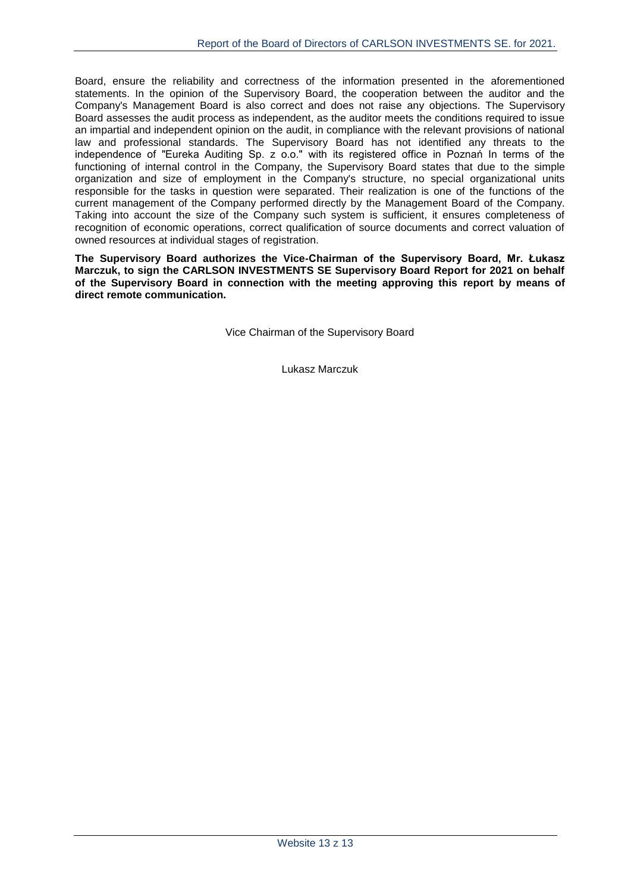Board, ensure the reliability and correctness of the information presented in the aforementioned statements. In the opinion of the Supervisory Board, the cooperation between the auditor and the Company's Management Board is also correct and does not raise any objections. The Supervisory Board assesses the audit process as independent, as the auditor meets the conditions required to issue an impartial and independent opinion on the audit, in compliance with the relevant provisions of national law and professional standards. The Supervisory Board has not identified any threats to the independence of "Eureka Auditing Sp. z o.o." with its registered office in Poznań In terms of the functioning of internal control in the Company, the Supervisory Board states that due to the simple organization and size of employment in the Company's structure, no special organizational units responsible for the tasks in question were separated. Their realization is one of the functions of the current management of the Company performed directly by the Management Board of the Company. Taking into account the size of the Company such system is sufficient, it ensures completeness of recognition of economic operations, correct qualification of source documents and correct valuation of owned resources at individual stages of registration.

**The Supervisory Board authorizes the Vice-Chairman of the Supervisory Board, Mr. Łukasz Marczuk, to sign the CARLSON INVESTMENTS SE Supervisory Board Report for 2021 on behalf of the Supervisory Board in connection with the meeting approving this report by means of direct remote communication.**

Vice Chairman of the Supervisory Board

Lukasz Marczuk